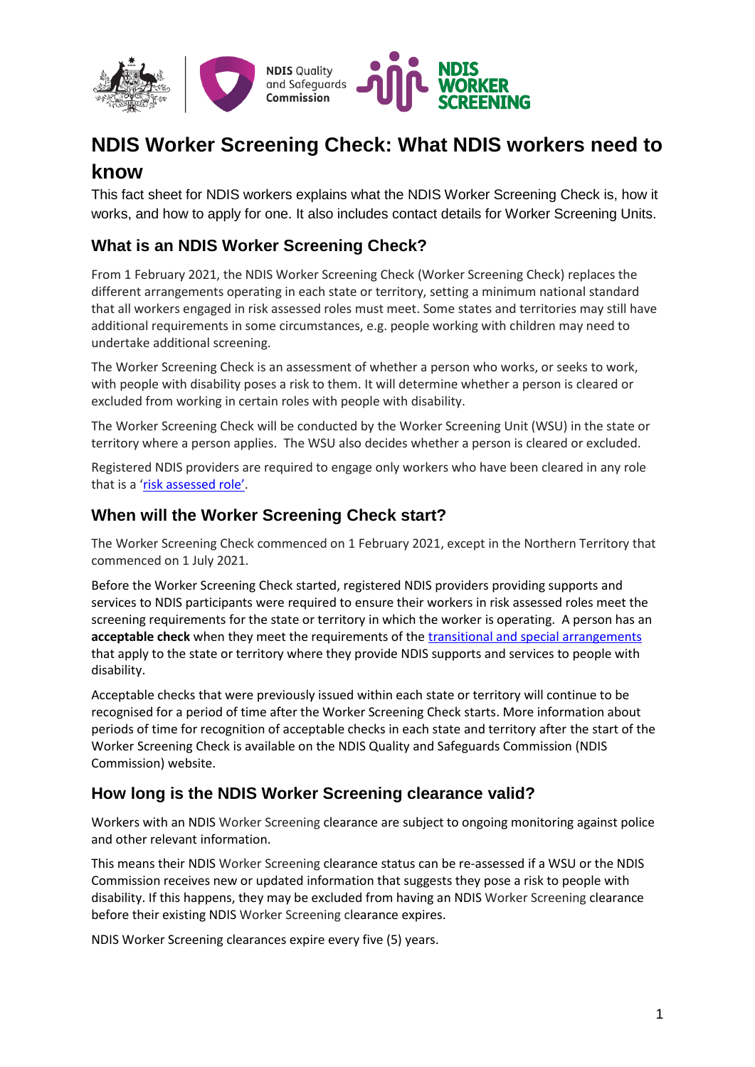# NDIS Worker Screening Check: What NDIS workers need to know

This fact sheet for NDIS workers explains what the NDIS Worker Screening Check is, how it works, and how to apply for one. It also includes contact details for Worker Screening Units.

## What is an NDIS Worker Screening Check?

From 1 February 2021, the NDIS Worker Screening Check (Worker Screening Check) replaces the different arrangements operating in each state or territory, setting a minimum national standard that all workers engaged in risk assessed roles must meet. Some states and territories may still have additional requirements in some circumstances, e.g. people working with children may need to undertake additional screening.

The Worker Screening Check is an assessment of whether a person who works, or seeks to work, with people with disability poses a risk to them. It will determine whether a person is cleared or excluded from working in certain roles with people with disability.

The Worker Screening Check will be conducted by the Worker Screening Unit (WSU) in the state or territory where a person applies. The WSU also decides whether a person is cleared or excluded.

Registered NDIS providers are required to engage only workers who have been cleared in any role that is a 'risk assessed role'.

## When will the Worker Screening Check start?

The Worker Screening Check commenced on 1 February 2021, except in the Northern Territory that commenced on 1 July 2021.

Before the Worker Screening Check started, registered NDIS providers providing supports and services to NDIS participants were required to ensure their workers in risk assessed roles meet the screening requirements for the state or territory in which the worker is operating. A person has an **acceptable check** when they meet the requirements of the transitional and special arrangements that apply to the state or territory where they provide NDIS supports and services to people with disability.

Acceptable checks that were previously issued within each state or territory will continue to be recognised for a period of time after the Worker Screening Check starts. More information about periods of time for recognition of acceptable checks in each state and territory after the start of the Worker Screening Check is available on the NDIS Quality and Safeguards Commission (NDIS Commission) website.

## How long is the NDIS Worker Screening clearance valid?

Workers with an NDIS Worker Screening clearance are subject to ongoing monitoring against police and other relevant information.

This means their NDIS Worker Screening clearance status can be re-assessed if a WSU or the NDIS Commission receives new or updated information that suggests they pose a risk to people with disability. If this happens, they may be excluded from having an NDIS Worker Screening clearance before their existing NDIS Worker Screening clearance expires.

NDIS Worker Screening clearances expire every five (5) years.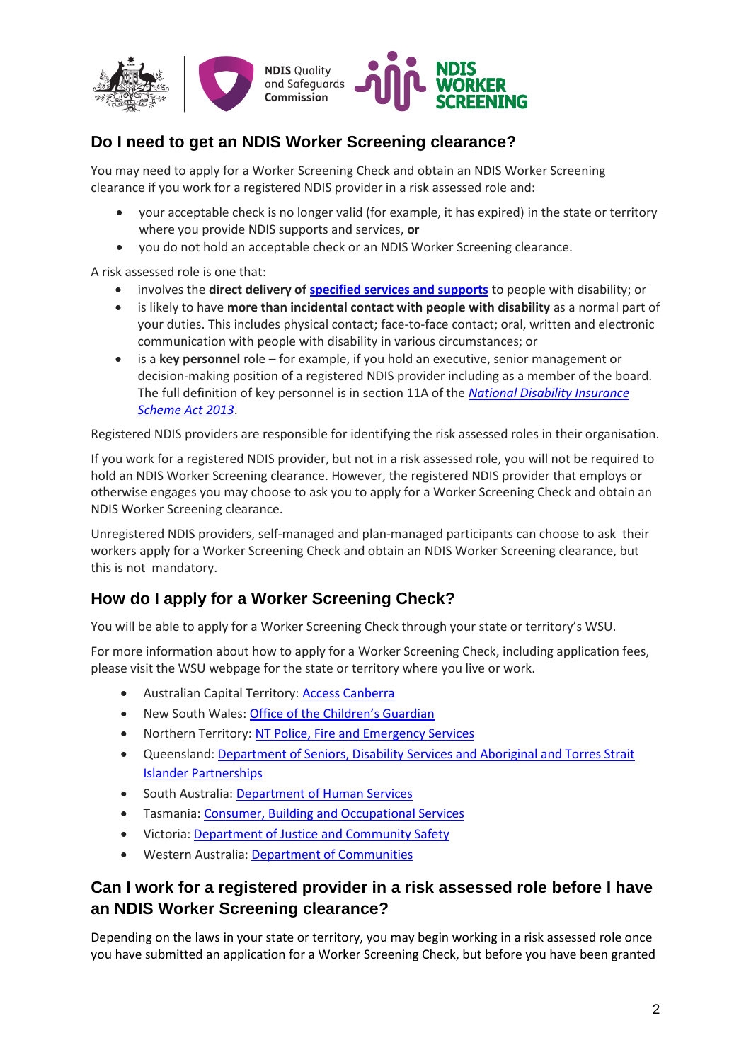## Do I need to get an NDIS Worker Screening clearance?

You may need to apply for a Worker Screening Check and obtain an NDIS Worker Screening clearance if you work for a registered NDIS provider in a risk assessed role and:

- your acceptable check is no longer valid (for example, it has expired) in the state or territory where you provide NDIS supports and services, **or**
- you do not hold an acceptable check or an NDIS Worker Screening clearance.

A risk assessed role is one that:

- involves the **direct delivery of specified services and supports** to people with disability; or
- is likely to have **more than incidental contact with people with disability** as a normal part of your duties. This includes physical contact; face-to-face contact; oral, written and electronic communication with people with disability in various circumstances; or
- is a **key personnel** role – for example, if you hold an executive, senior management or decision-making position of a registered NDIS provider including as a member of the board. The full definition of key personnel is in section 11A of the *National Disability Insurance Scheme Act 2013*.

Registered NDIS providers are responsible for identifying the risk assessed roles in their organisation.

If you work for a registered NDIS provider, but not in a risk assessed role, you will not be required to hold an NDIS Worker Screening clearance. However, the registered NDIS provider that employs or otherwise engages you may choose to ask you to apply for a Worker Screening Check and obtain an NDIS Worker Screening clearance.

Unregistered NDIS providers, self-managed and plan-managed participants can choose to ask their workers apply for a Worker Screening Check and obtain an NDIS Worker Screening clearance, but this is not mandatory.

## How do I apply for a Worker Screening Check?

You will be able to apply for a Worker Screening Check through your state or territory's WSU.

For more information about how to apply for a Worker Screening Check, including application fees, please visit the WSU webpage for the state or territory where you live or work.

- Australian Capital Territory: Access Canberra
- New South Wales: Office of the Children's Guardian
- Northern Territory: NT Police, Fire and Emergency Services
- Queensland: Department of Seniors, Disability Services and Aboriginal and Torres Strait Islander Partnerships
- South Australia: Department of Human Services
- Tasmania: Consumer, Building and Occupational Services
- Victoria: Department of Justice and Community Safety
- Western Australia: Department of Communities

## Can I work for a registered provider in a risk assessed role before I have an NDIS Worker Screening clearance?

Depending on the laws in your state or territory, you may begin working in a risk assessed role once you have submitted an application for a Worker Screening Check, but before you have been granted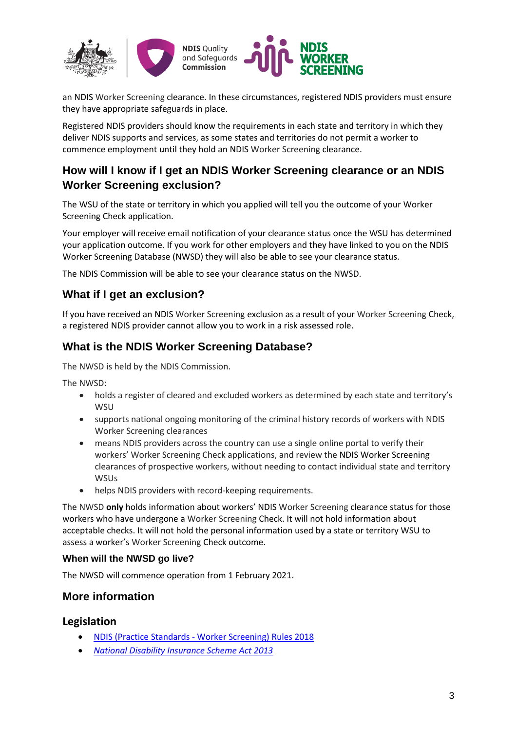an NDIS Worker Screening clearance. In these circumstances, registered NDIS providers must ensure they have appropriate safeguards in place.

Registered NDIS providers should know the requirements in each state and territory in which they deliver NDIS supports and services, as some states and territories do not permit a worker to commence employment until they hold an NDIS Worker Screening clearance.

## How will I know if I get an NDIS Worker Screening clearance or an NDIS Worker Screening exclusion?

The WSU of the state or territory in which you applied will tell you the outcome of your Worker Screening Check application.

Your employer will receive email notification of your clearance status once the WSU has determined your application outcome. If you work for other employers and they have linked to you on the NDIS Worker Screening Database (NWSD) they will also be able to see your clearance status.

The NDIS Commission will be able to see your clearance status on the NWSD.

## What if I get an exclusion?

If you have received an NDIS Worker Screening exclusion as a result of your Worker Screening Check, a registered NDIS provider cannot allow you to work in a risk assessed role.

## What is the NDIS Worker Screening Database?

The NWSD is held by the NDIS Commission.

The NWSD:

- holds a register of cleared and excluded workers as determined by each state and territory's WSU
- supports national ongoing monitoring of the criminal history records of workers with NDIS Worker Screening clearances
- means NDIS providers across the country can use a single online portal to verify their workers' Worker Screening Check applications, and review the NDIS Worker Screening clearances of prospective workers, without needing to contact individual state and territory WSUs
- helps NDIS providers with record-keeping requirements.

The NWSD **only** holds information about workers' NDIS Worker Screening clearance status for those workers who have undergone a Worker Screening Check. It will not hold information about acceptable checks. It will not hold the personal information used by a state or territory WSU to assess a worker's Worker Screening Check outcome.

### When will the NWSD go live?

The NWSD will commence operation from 1 February 2021.

## More information

## Legislation

- NDIS (Practice Standards - Worker Screening) Rules 2018
- *National Disability Insurance Scheme Act 2013*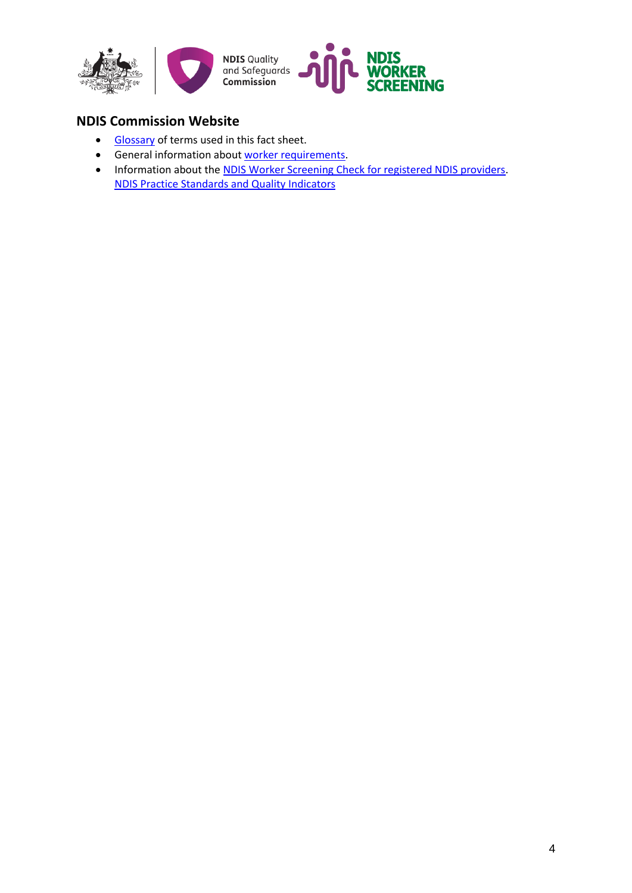## NDIS Commission Website

- Glossary of terms used in this fact sheet.
- General information about worker requirements.
- Information about the NDIS Worker Screening Check for registered NDIS providers.
  NDIS Practice Standards and Quality Indicators